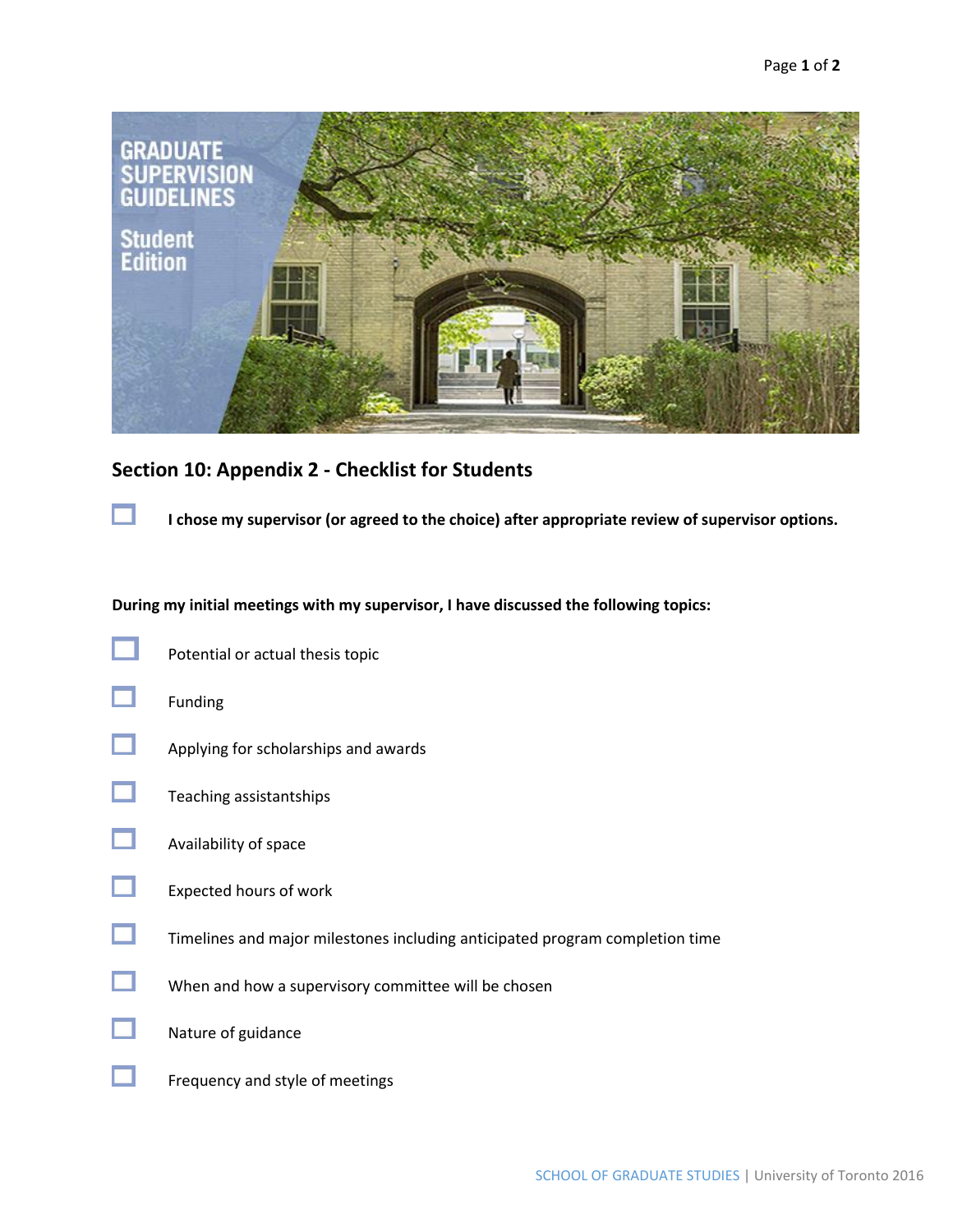# GRADUATE SUPERVISION GUIDELINES

## Student Edition

## Section 10: Appendix 2 - Checklist for Students

- [ ] **I chose my supervisor (or agreed to the choice) after appropriate review of supervisor options.**

**During my initial meetings with my supervisor, I have discussed the following topics:**

- [ ] Potential or actual thesis topic
- [ ] Funding
- [ ] Applying for scholarships and awards
- [ ] Teaching assistantships
- [ ] Availability of space
- [ ] Expected hours of work
- [ ] Timelines and major milestones including anticipated program completion time
- [ ] When and how a supervisory committee will be chosen
- [ ] Nature of guidance
- [ ] Frequency and style of meetings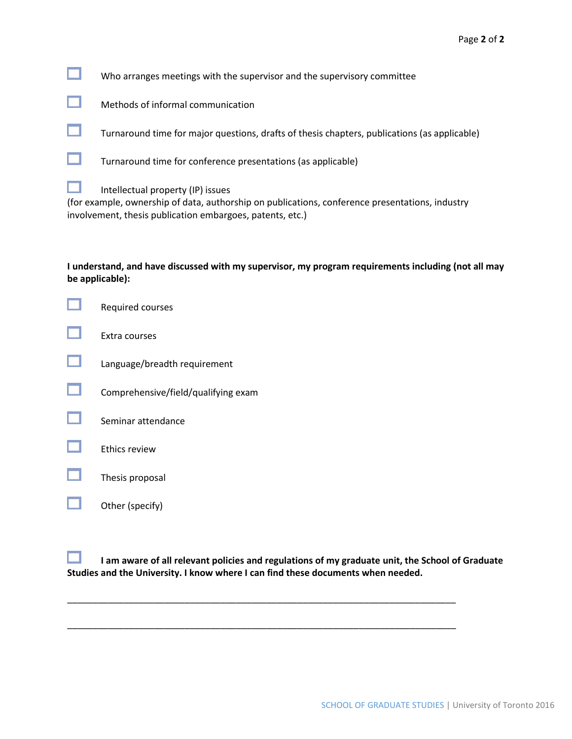- [ ] Who arranges meetings with the supervisor and the supervisory committee
- [ ] Methods of informal communication
- [ ] Turnaround time for major questions, drafts of thesis chapters, publications (as applicable)
- [ ] Turnaround time for conference presentations (as applicable)
- [ ] Intellectual property (IP) issues

(for example, ownership of data, authorship on publications, conference presentations, industry involvement, thesis publication embargoes, patents, etc.)

**I understand, and have discussed with my supervisor, my program requirements including (not all may be applicable):**

- [ ] Required courses
- [ ] Extra courses
- [ ] Language/breadth requirement
- [ ] Comprehensive/field/qualifying exam
- [ ] Seminar attendance
- [ ] Ethics review
- [ ] Thesis proposal
- [ ] Other (specify)

- [ ] **I am aware of all relevant policies and regulations of my graduate unit, the School of Graduate Studies and the University. I know where I can find these documents when needed.**

\_\_\_\_\_\_\_\_\_\_\_\_\_\_\_\_\_\_\_\_\_\_\_\_\_\_\_\_\_\_\_\_\_\_\_\_\_\_\_\_\_\_\_\_\_\_\_\_\_\_\_\_\_\_\_\_\_\_\_\_\_\_\_\_\_\_\_\_\_\_\_\_\_\_\_\_

\_\_\_\_\_\_\_\_\_\_\_\_\_\_\_\_\_\_\_\_\_\_\_\_\_\_\_\_\_\_\_\_\_\_\_\_\_\_\_\_\_\_\_\_\_\_\_\_\_\_\_\_\_\_\_\_\_\_\_\_\_\_\_\_\_\_\_\_\_\_\_\_\_\_\_\_